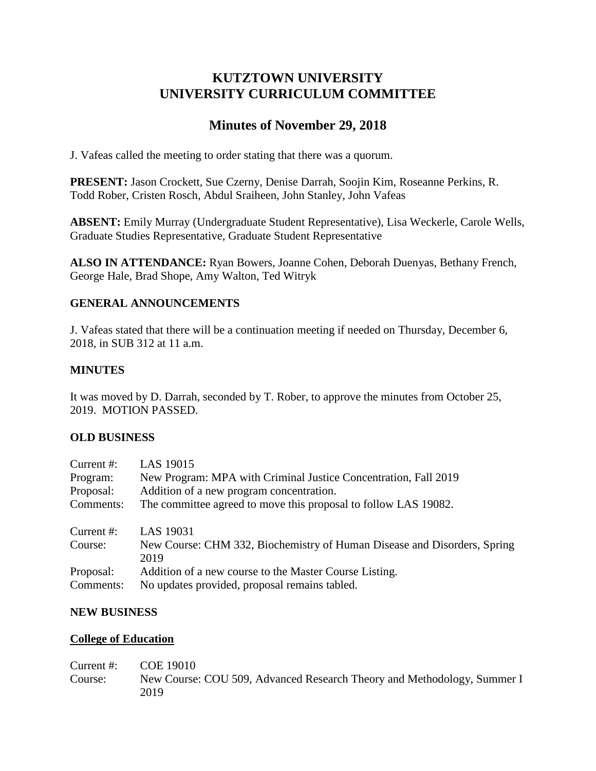# KUTZTOWN UNIVERSITY
# UNIVERSITY CURRICULUM COMMITTEE

## Minutes of November 29, 2018

J. Vafeas called the meeting to order stating that there was a quorum.

**PRESENT:** Jason Crockett, Sue Czerny, Denise Darrah, Soojin Kim, Roseanne Perkins, R. Todd Rober, Cristen Rosch, Abdul Sraiheen, John Stanley, John Vafeas

**ABSENT:** Emily Murray (Undergraduate Student Representative), Lisa Weckerle, Carole Wells, Graduate Studies Representative, Graduate Student Representative

**ALSO IN ATTENDANCE:** Ryan Bowers, Joanne Cohen, Deborah Duenyas, Bethany French, George Hale, Brad Shope, Amy Walton, Ted Witryk

### GENERAL ANNOUNCEMENTS

J. Vafeas stated that there will be a continuation meeting if needed on Thursday, December 6, 2018, in SUB 312 at 11 a.m.

### MINUTES

It was moved by D. Darrah, seconded by T. Rober, to approve the minutes from October 25, 2019. MOTION PASSED.

### OLD BUSINESS

Current #: LAS 19015
Program: New Program: MPA with Criminal Justice Concentration, Fall 2019
Proposal: Addition of a new program concentration.
Comments: The committee agreed to move this proposal to follow LAS 19082.

Current #: LAS 19031
Course: New Course: CHM 332, Biochemistry of Human Disease and Disorders, Spring 2019
Proposal: Addition of a new course to the Master Course Listing.
Comments: No updates provided, proposal remains tabled.

### NEW BUSINESS

#### College of Education

Current #: COE 19010
Course: New Course: COU 509, Advanced Research Theory and Methodology, Summer I 2019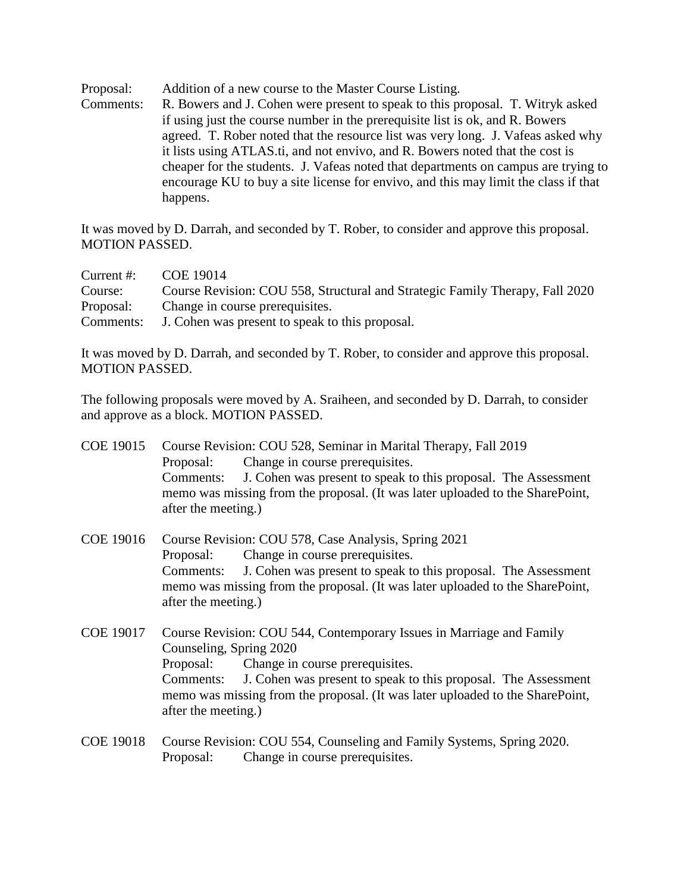Proposal: Addition of a new course to the Master Course Listing.

Comments: R. Bowers and J. Cohen were present to speak to this proposal. T. Witryk asked if using just the course number in the prerequisite list is ok, and R. Bowers agreed. T. Rober noted that the resource list was very long. J. Vafeas asked why it lists using ATLAS.ti, and not envivo, and R. Bowers noted that the cost is cheaper for the students. J. Vafeas noted that departments on campus are trying to encourage KU to buy a site license for envivo, and this may limit the class if that happens.

It was moved by D. Darrah, and seconded by T. Rober, to consider and approve this proposal. MOTION PASSED.

Current #: COE 19014
Course: Course Revision: COU 558, Structural and Strategic Family Therapy, Fall 2020
Proposal: Change in course prerequisites.
Comments: J. Cohen was present to speak to this proposal.

It was moved by D. Darrah, and seconded by T. Rober, to consider and approve this proposal. MOTION PASSED.

The following proposals were moved by A. Sraiheen, and seconded by D. Darrah, to consider and approve as a block. MOTION PASSED.

COE 19015 Course Revision: COU 528, Seminar in Marital Therapy, Fall 2019
Proposal: Change in course prerequisites.
Comments: J. Cohen was present to speak to this proposal. The Assessment memo was missing from the proposal. (It was later uploaded to the SharePoint, after the meeting.)

COE 19016 Course Revision: COU 578, Case Analysis, Spring 2021
Proposal: Change in course prerequisites.
Comments: J. Cohen was present to speak to this proposal. The Assessment memo was missing from the proposal. (It was later uploaded to the SharePoint, after the meeting.)

COE 19017 Course Revision: COU 544, Contemporary Issues in Marriage and Family Counseling, Spring 2020
Proposal: Change in course prerequisites.
Comments: J. Cohen was present to speak to this proposal. The Assessment memo was missing from the proposal. (It was later uploaded to the SharePoint, after the meeting.)

COE 19018 Course Revision: COU 554, Counseling and Family Systems, Spring 2020.
Proposal: Change in course prerequisites.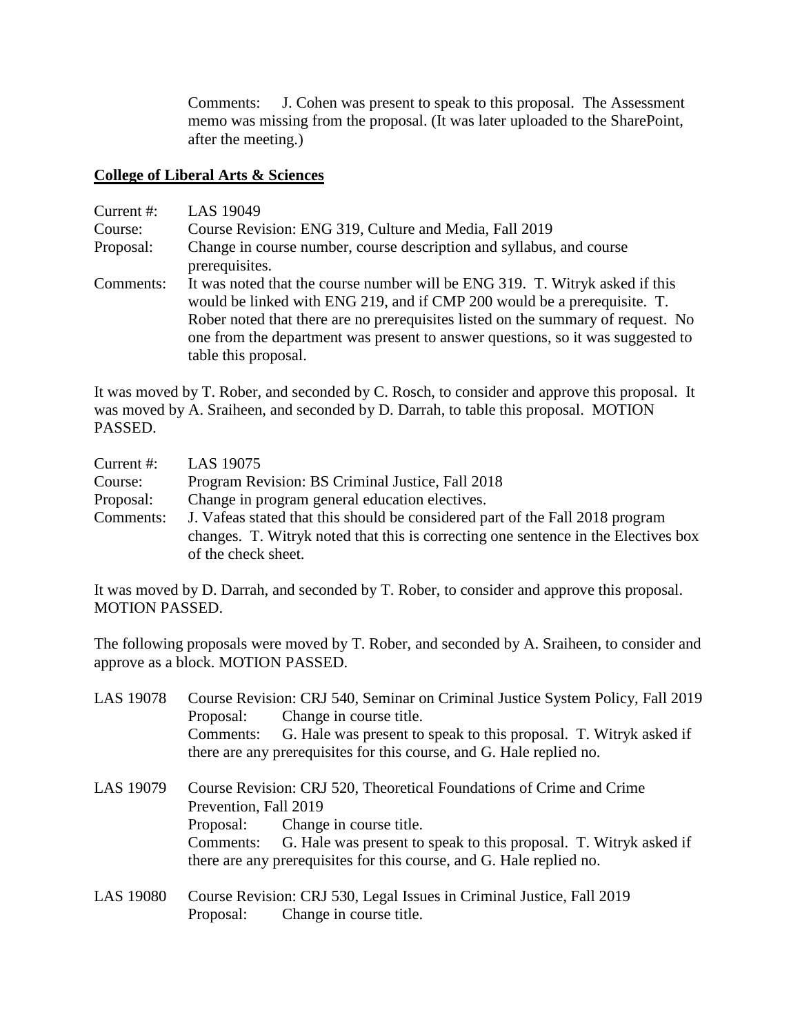Comments: J. Cohen was present to speak to this proposal. The Assessment memo was missing from the proposal. (It was later uploaded to the SharePoint, after the meeting.)

## College of Liberal Arts & Sciences

Current #: LAS 19049
Course: Course Revision: ENG 319, Culture and Media, Fall 2019
Proposal: Change in course number, course description and syllabus, and course prerequisites.
Comments: It was noted that the course number will be ENG 319. T. Witryk asked if this would be linked with ENG 219, and if CMP 200 would be a prerequisite. T. Rober noted that there are no prerequisites listed on the summary of request. No one from the department was present to answer questions, so it was suggested to table this proposal.

It was moved by T. Rober, and seconded by C. Rosch, to consider and approve this proposal. It was moved by A. Sraiheen, and seconded by D. Darrah, to table this proposal. MOTION PASSED.

Current #: LAS 19075
Course: Program Revision: BS Criminal Justice, Fall 2018
Proposal: Change in program general education electives.
Comments: J. Vafeas stated that this should be considered part of the Fall 2018 program changes. T. Witryk noted that this is correcting one sentence in the Electives box of the check sheet.

It was moved by D. Darrah, and seconded by T. Rober, to consider and approve this proposal. MOTION PASSED.

The following proposals were moved by T. Rober, and seconded by A. Sraiheen, to consider and approve as a block. MOTION PASSED.

LAS 19078 Course Revision: CRJ 540, Seminar on Criminal Justice System Policy, Fall 2019
Proposal: Change in course title.
Comments: G. Hale was present to speak to this proposal. T. Witryk asked if there are any prerequisites for this course, and G. Hale replied no.

LAS 19079 Course Revision: CRJ 520, Theoretical Foundations of Crime and Crime Prevention, Fall 2019
Proposal: Change in course title.
Comments: G. Hale was present to speak to this proposal. T. Witryk asked if there are any prerequisites for this course, and G. Hale replied no.

LAS 19080 Course Revision: CRJ 530, Legal Issues in Criminal Justice, Fall 2019
Proposal: Change in course title.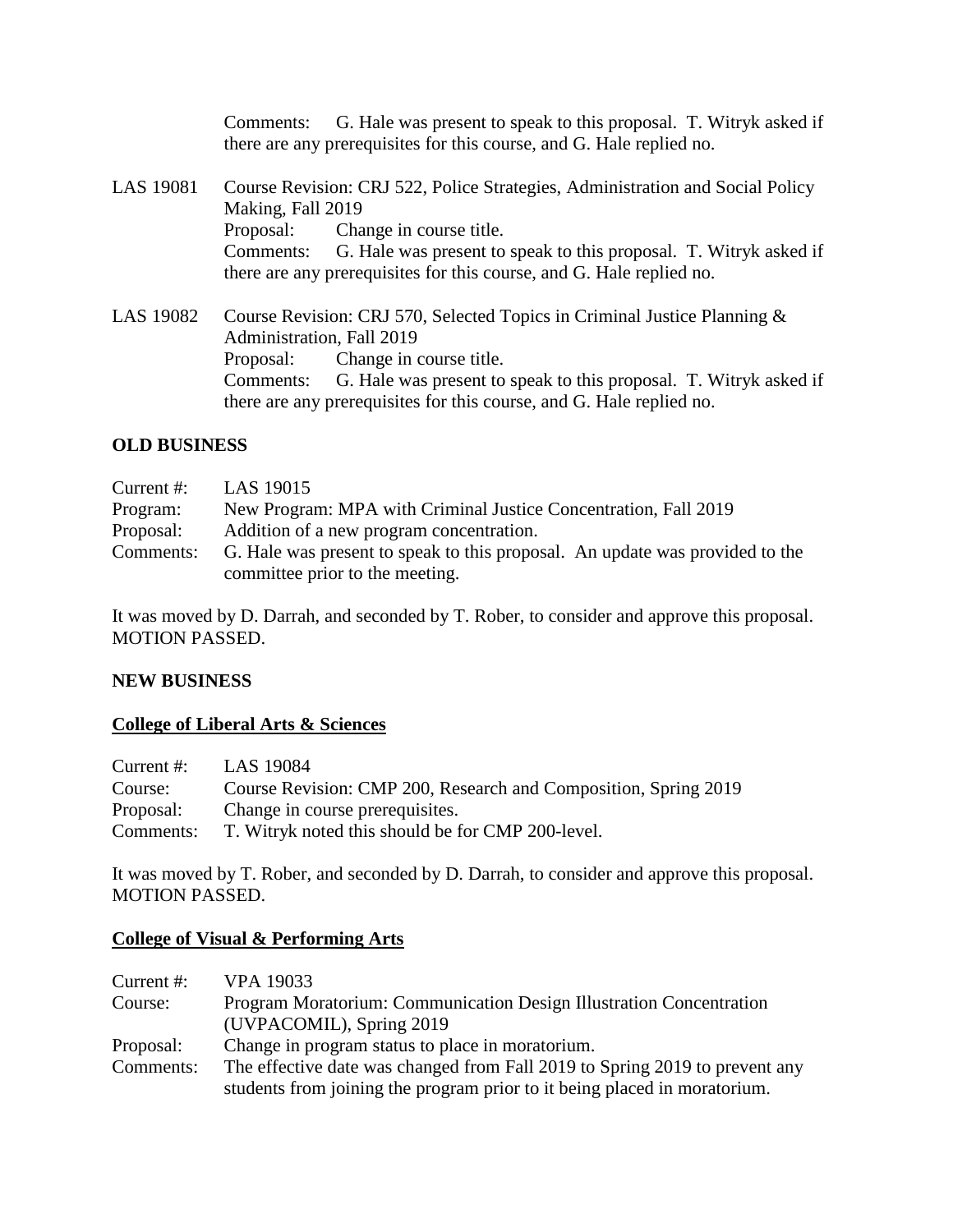Comments: G. Hale was present to speak to this proposal. T. Witryk asked if there are any prerequisites for this course, and G. Hale replied no.

LAS 19081 Course Revision: CRJ 522, Police Strategies, Administration and Social Policy Making, Fall 2019
Proposal: Change in course title.
Comments: G. Hale was present to speak to this proposal. T. Witryk asked if there are any prerequisites for this course, and G. Hale replied no.

LAS 19082 Course Revision: CRJ 570, Selected Topics in Criminal Justice Planning & Administration, Fall 2019
Proposal: Change in course title.
Comments: G. Hale was present to speak to this proposal. T. Witryk asked if there are any prerequisites for this course, and G. Hale replied no.

**OLD BUSINESS**

Current #: LAS 19015
Program: New Program: MPA with Criminal Justice Concentration, Fall 2019
Proposal: Addition of a new program concentration.
Comments: G. Hale was present to speak to this proposal. An update was provided to the committee prior to the meeting.

It was moved by D. Darrah, and seconded by T. Rober, to consider and approve this proposal. MOTION PASSED.

**NEW BUSINESS**

**College of Liberal Arts & Sciences**

Current #: LAS 19084
Course: Course Revision: CMP 200, Research and Composition, Spring 2019
Proposal: Change in course prerequisites.
Comments: T. Witryk noted this should be for CMP 200-level.

It was moved by T. Rober, and seconded by D. Darrah, to consider and approve this proposal. MOTION PASSED.

**College of Visual & Performing Arts**

Current #: VPA 19033
Course: Program Moratorium: Communication Design Illustration Concentration (UVPACOMIL), Spring 2019
Proposal: Change in program status to place in moratorium.
Comments: The effective date was changed from Fall 2019 to Spring 2019 to prevent any students from joining the program prior to it being placed in moratorium.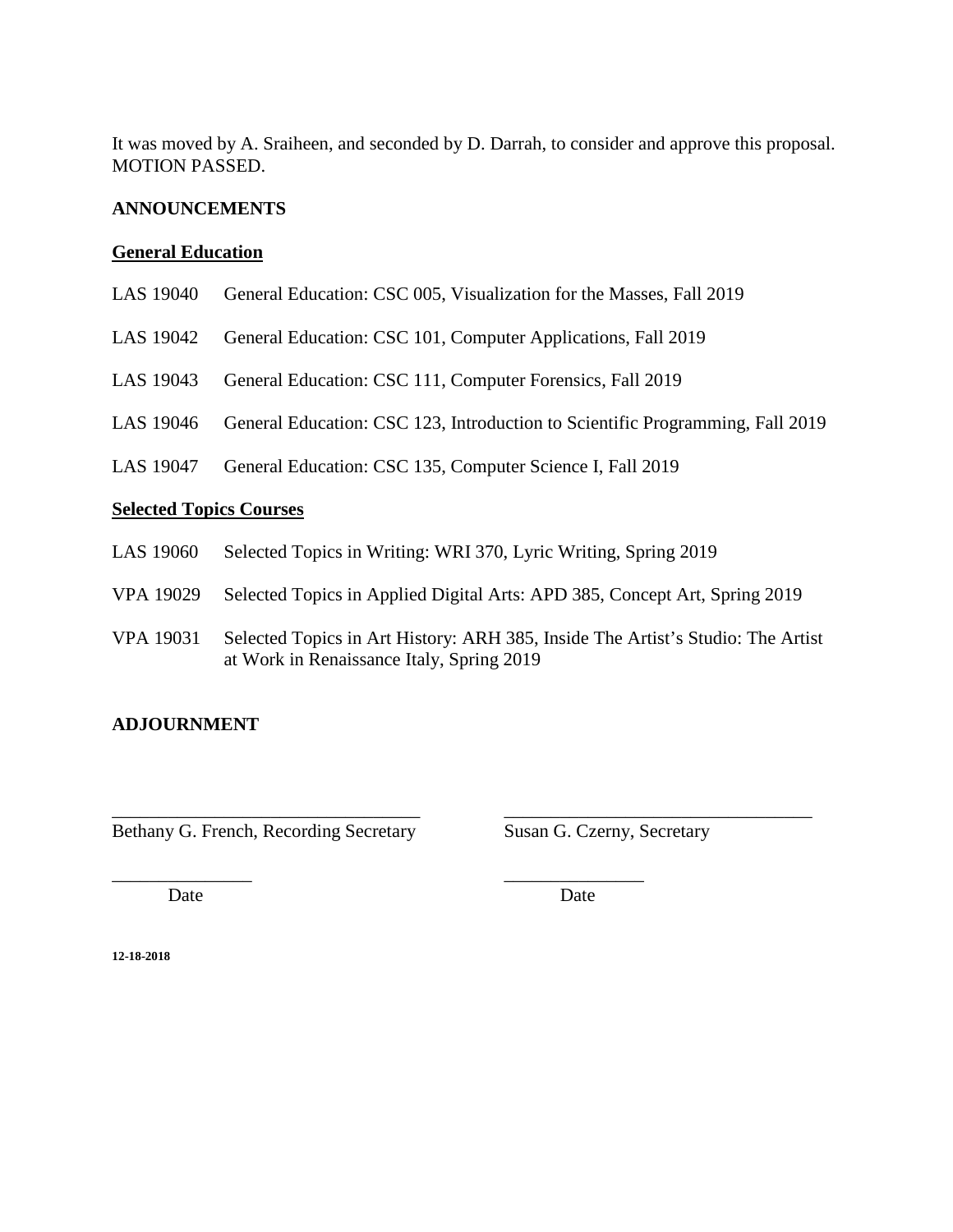It was moved by A. Sraiheen, and seconded by D. Darrah, to consider and approve this proposal. MOTION PASSED.

**ANNOUNCEMENTS**

**General Education**

LAS 19040 General Education: CSC 005, Visualization for the Masses, Fall 2019

LAS 19042 General Education: CSC 101, Computer Applications, Fall 2019

LAS 19043 General Education: CSC 111, Computer Forensics, Fall 2019

LAS 19046 General Education: CSC 123, Introduction to Scientific Programming, Fall 2019

LAS 19047 General Education: CSC 135, Computer Science I, Fall 2019

**Selected Topics Courses**

LAS 19060 Selected Topics in Writing: WRI 370, Lyric Writing, Spring 2019

VPA 19029 Selected Topics in Applied Digital Arts: APD 385, Concept Art, Spring 2019

VPA 19031 Selected Topics in Art History: ARH 385, Inside The Artist's Studio: The Artist at Work in Renaissance Italy, Spring 2019

**ADJOURNMENT**

\_\_\_\_\_\_\_\_\_\_\_\_\_\_\_\_\_\_\_\_\_\_\_\_\_\_\_\_\_\_\_\_\_
Bethany G. French, Recording Secretary

\_\_\_\_\_\_\_\_\_\_\_\_\_\_\_
Date

\_\_\_\_\_\_\_\_\_\_\_\_\_\_\_\_\_\_\_\_\_\_\_\_\_\_\_\_\_\_\_\_\_
Susan G. Czerny, Secretary

\_\_\_\_\_\_\_\_\_\_\_\_\_\_\_
Date

**12-18-2018**